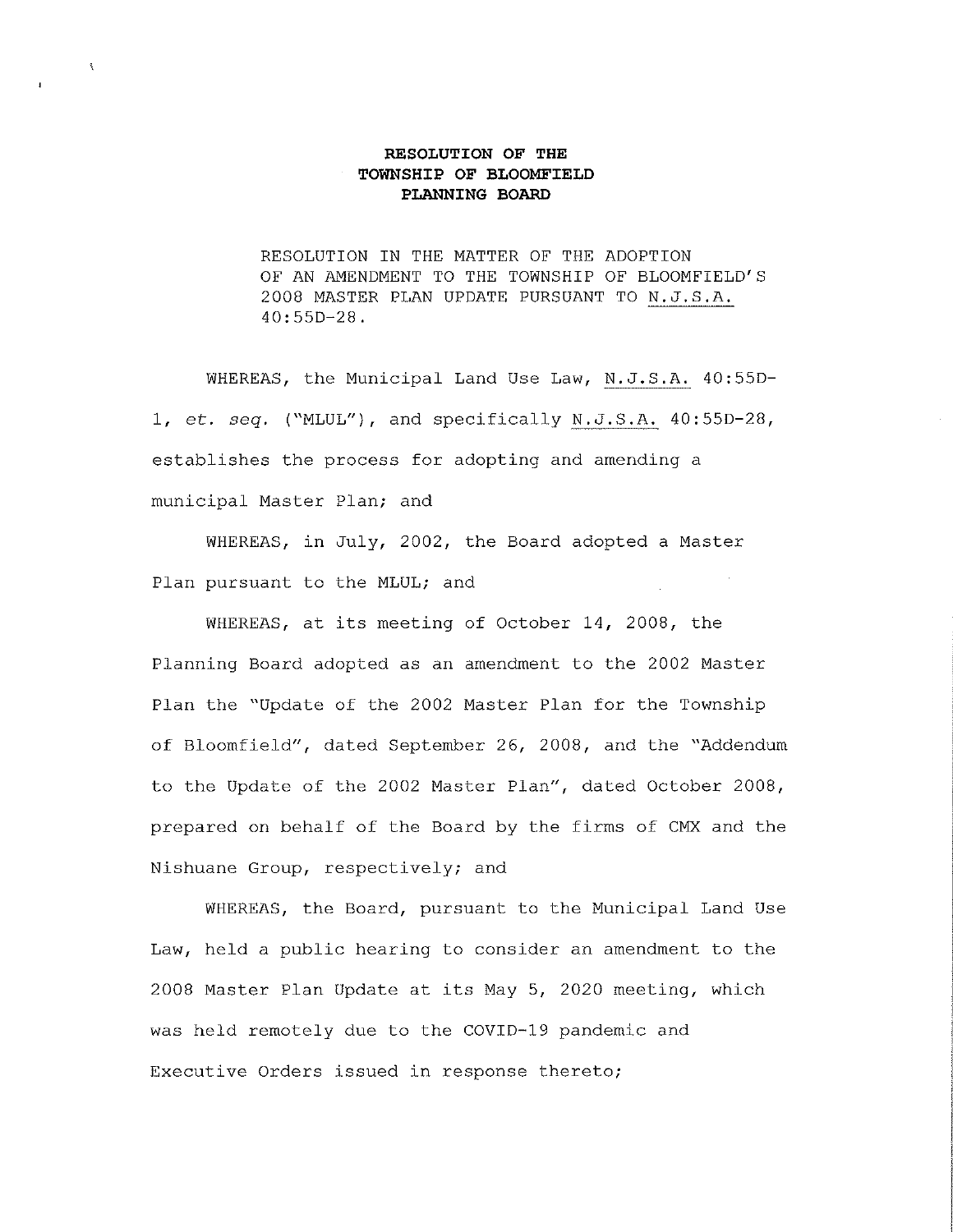**RESOLUTION OF THE
TOWNSHIP OF BLOOMFIELD
PLANNING BOARD**

RESOLUTION IN THE MATTER OF THE ADOPTION OF AN AMENDMENT TO THE TOWNSHIP OF BLOOMFIELD'S 2008 MASTER PLAN UPDATE PURSUANT TO N.J.S.A. 40:55D-28.

WHEREAS, the Municipal Land Use Law, N.J.S.A. 40:55D-1, *et. seq.* ("MLUL"), and specifically N.J.S.A. 40:55D-28, establishes the process for adopting and amending a municipal Master Plan; and

WHEREAS, in July, 2002, the Board adopted a Master Plan pursuant to the MLUL; and

WHEREAS, at its meeting of October 14, 2008, the Planning Board adopted as an amendment to the 2002 Master Plan the "Update of the 2002 Master Plan for the Township of Bloomfield", dated September 26, 2008, and the "Addendum to the Update of the 2002 Master Plan", dated October 2008, prepared on behalf of the Board by the firms of CMX and the Nishuane Group, respectively; and

WHEREAS, the Board, pursuant to the Municipal Land Use Law, held a public hearing to consider an amendment to the 2008 Master Plan Update at its May 5, 2020 meeting, which was held remotely due to the COVID-19 pandemic and Executive Orders issued in response thereto;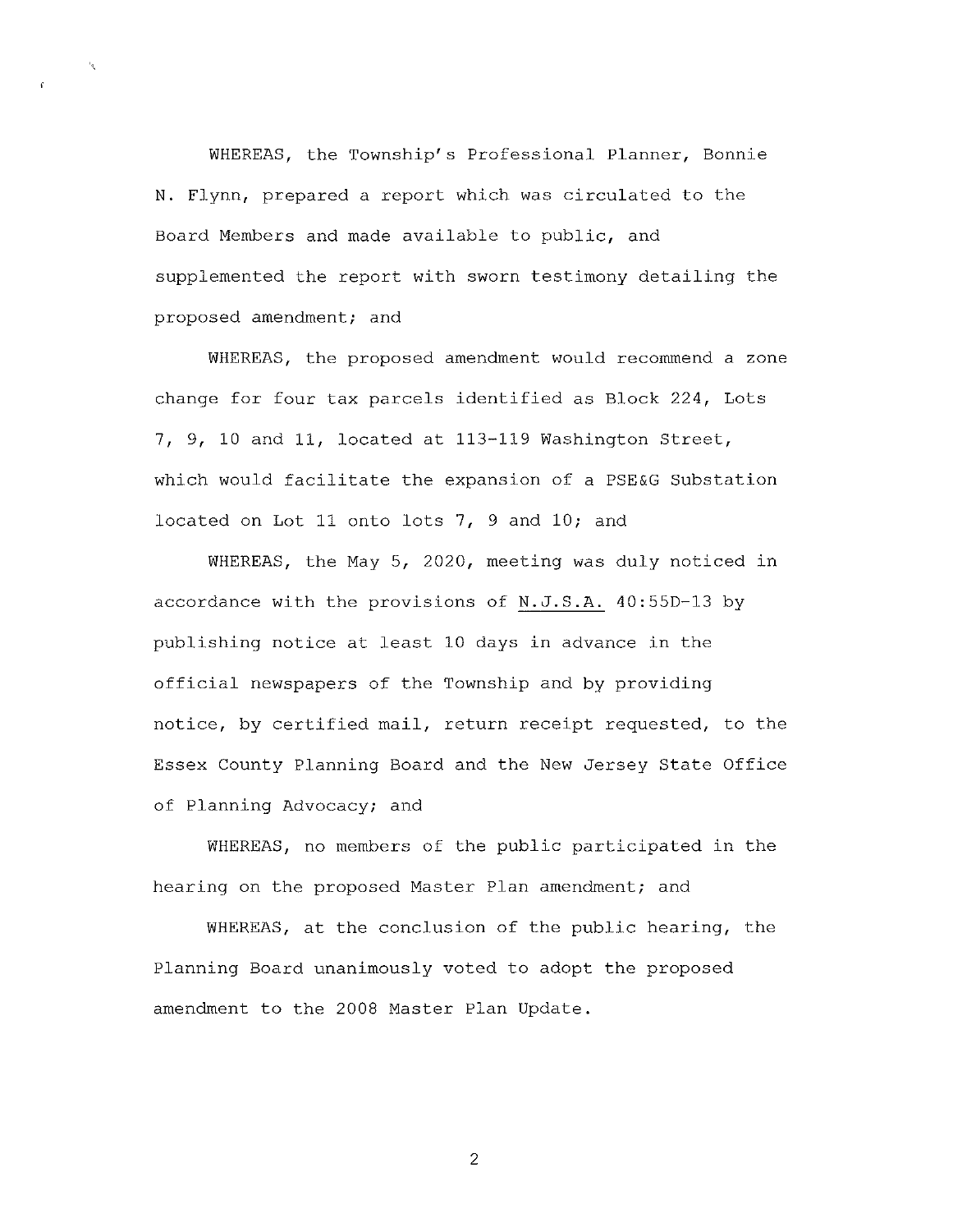WHEREAS, the Township's Professional Planner, Bonnie N. Flynn, prepared a report which was circulated to the Board Members and made available to public, and supplemented the report with sworn testimony detailing the proposed amendment; and

WHEREAS, the proposed amendment would recommend a zone change for four tax parcels identified as Block 224, Lots 7, 9, 10 and 11, located at 113-119 Washington Street, which would facilitate the expansion of a PSE&G Substation located on Lot 11 onto lots 7, 9 and 10; and

WHEREAS, the May 5, 2020, meeting was duly noticed in accordance with the provisions of N.J.S.A. 40:55D-13 by publishing notice at least 10 days in advance in the official newspapers of the Township and by providing notice, by certified mail, return receipt requested, to the Essex County Planning Board and the New Jersey State Office of Planning Advocacy; and

WHEREAS, no members of the public participated in the hearing on the proposed Master Plan amendment; and

WHEREAS, at the conclusion of the public hearing, the Planning Board unanimously voted to adopt the proposed amendment to the 2008 Master Plan Update.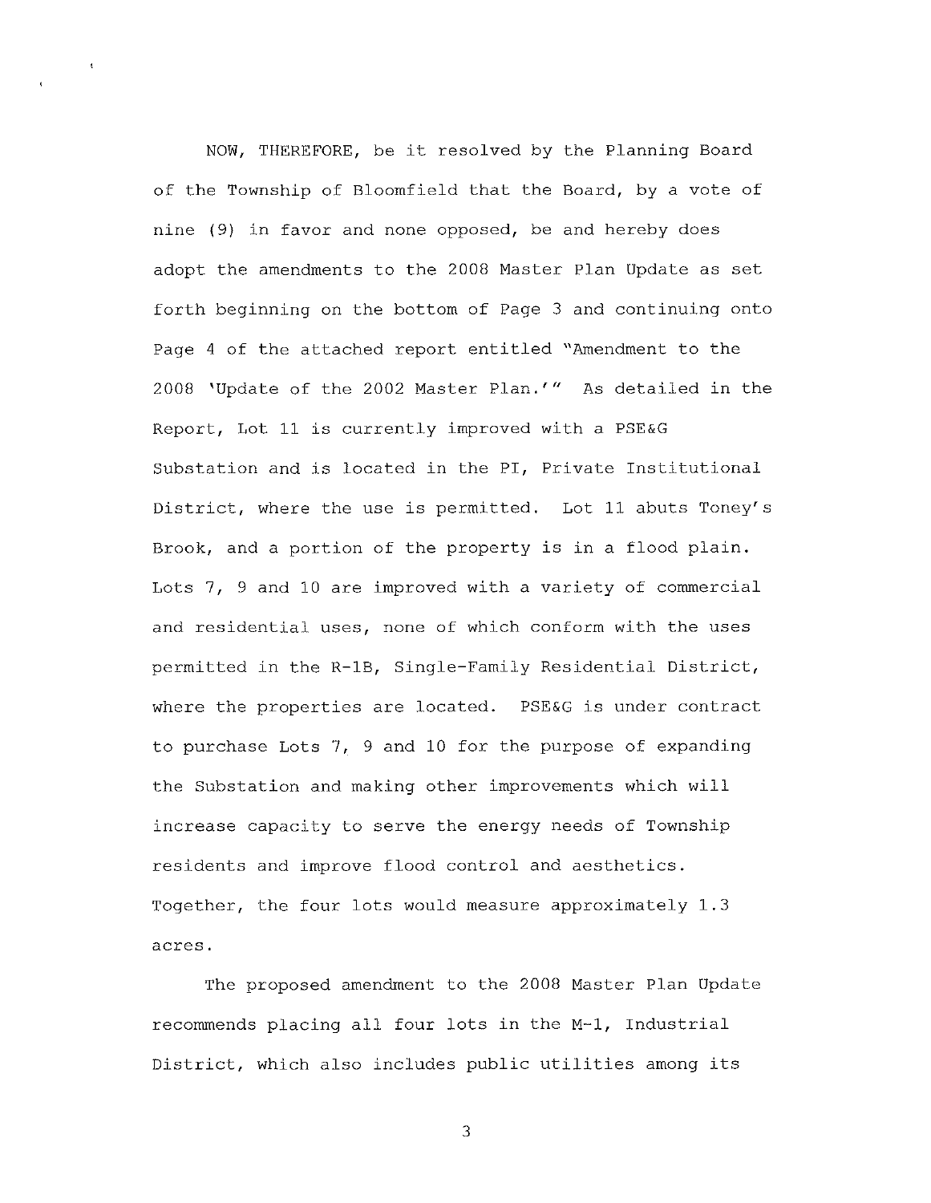NOW, THEREFORE, be it resolved by the Planning Board of the Township of Bloomfield that the Board, by a vote of nine (9) in favor and none opposed, be and hereby does adopt the amendments to the 2008 Master Plan Update as set forth beginning on the bottom of Page 3 and continuing onto Page 4 of the attached report entitled "Amendment to the 2008 'Update of the 2002 Master Plan.'" As detailed in the Report, Lot 11 is currently improved with a PSE&G Substation and is located in the PI, Private Institutional District, where the use is permitted. Lot 11 abuts Toney's Brook, and a portion of the property is in a flood plain. Lots 7, 9 and 10 are improved with a variety of commercial and residential uses, none of which conform with the uses permitted in the R-1B, Single-Family Residential District, where the properties are located. PSE&G is under contract to purchase Lots 7, 9 and 10 for the purpose of expanding the Substation and making other improvements which will increase capacity to serve the energy needs of Township residents and improve flood control and aesthetics. Together, the four lots would measure approximately 1.3 acres.

The proposed amendment to the 2008 Master Plan Update recommends placing all four lots in the M-1, Industrial District, which also includes public utilities among its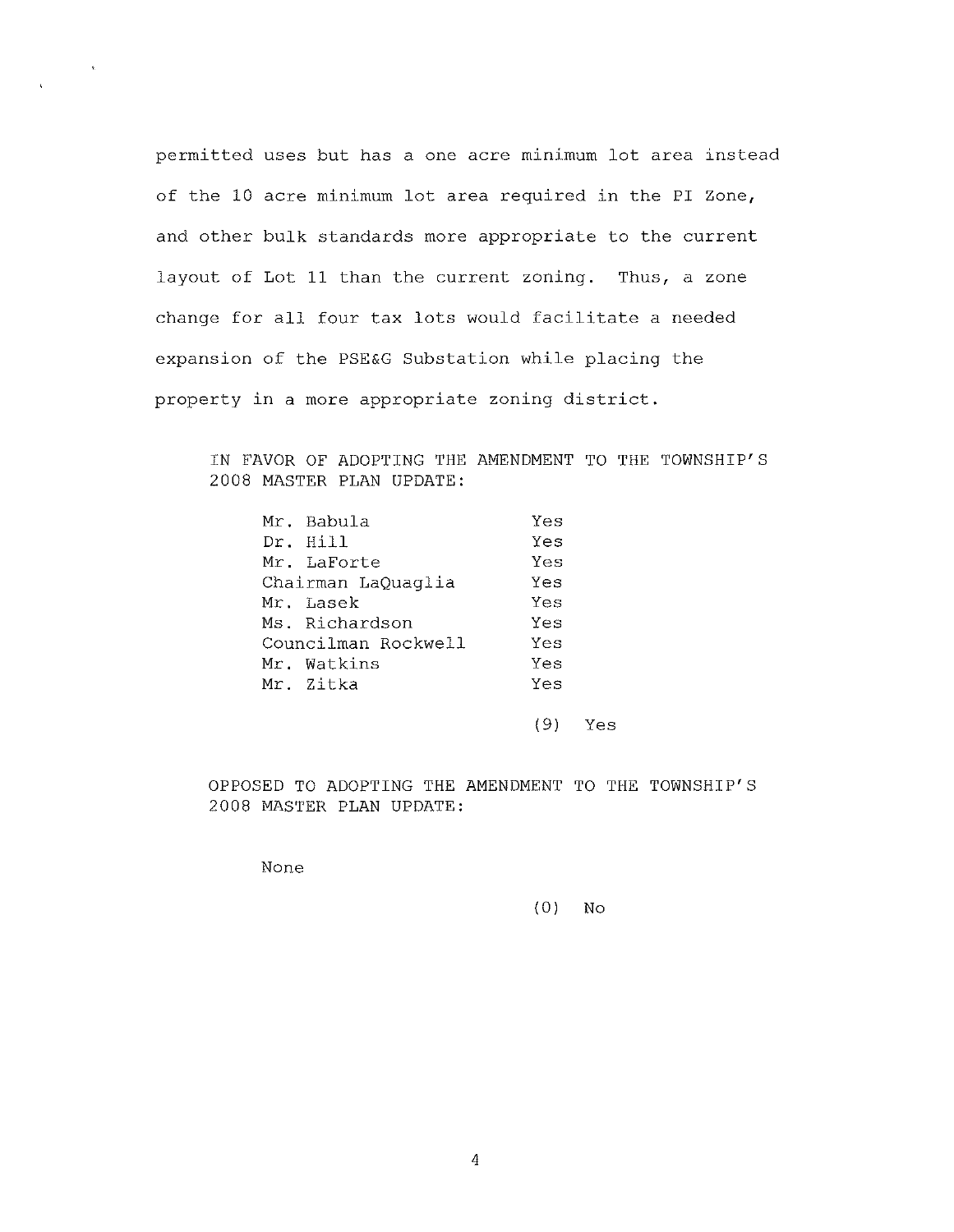permitted uses but has a one acre minimum lot area instead of the 10 acre minimum lot area required in the PI Zone, and other bulk standards more appropriate to the current layout of Lot 11 than the current zoning. Thus, a zone change for all four tax lots would facilitate a needed expansion of the PSE&G Substation while placing the property in a more appropriate zoning district.

IN FAVOR OF ADOPTING THE AMENDMENT TO THE TOWNSHIP'S 2008 MASTER PLAN UPDATE:

| | |
|---|---|
| Mr. Babula | Yes |
| Dr. Hill | Yes |
| Mr. LaForte | Yes |
| Chairman LaQuaglia | Yes |
| Mr. Lasek | Yes |
| Ms. Richardson | Yes |
| Councilman Rockwell | Yes |
| Mr. Watkins | Yes |
| Mr. Zitka | Yes |

(9) Yes

OPPOSED TO ADOPTING THE AMENDMENT TO THE TOWNSHIP'S 2008 MASTER PLAN UPDATE:

None

(0) No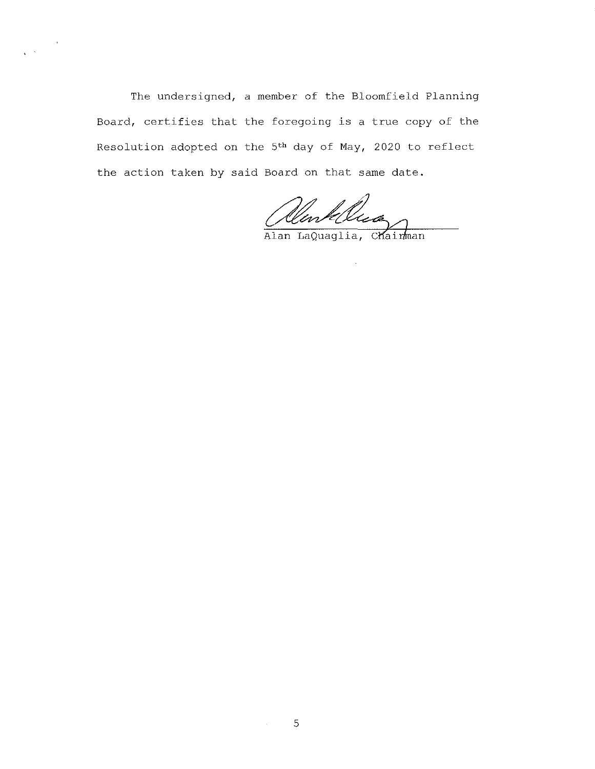The undersigned, a member of the Bloomfield Planning Board, certifies that the foregoing is a true copy of the Resolution adopted on the 5th day of May, 2020 to reflect the action taken by said Board on that same date.

Alan LaQuaglia, Chairman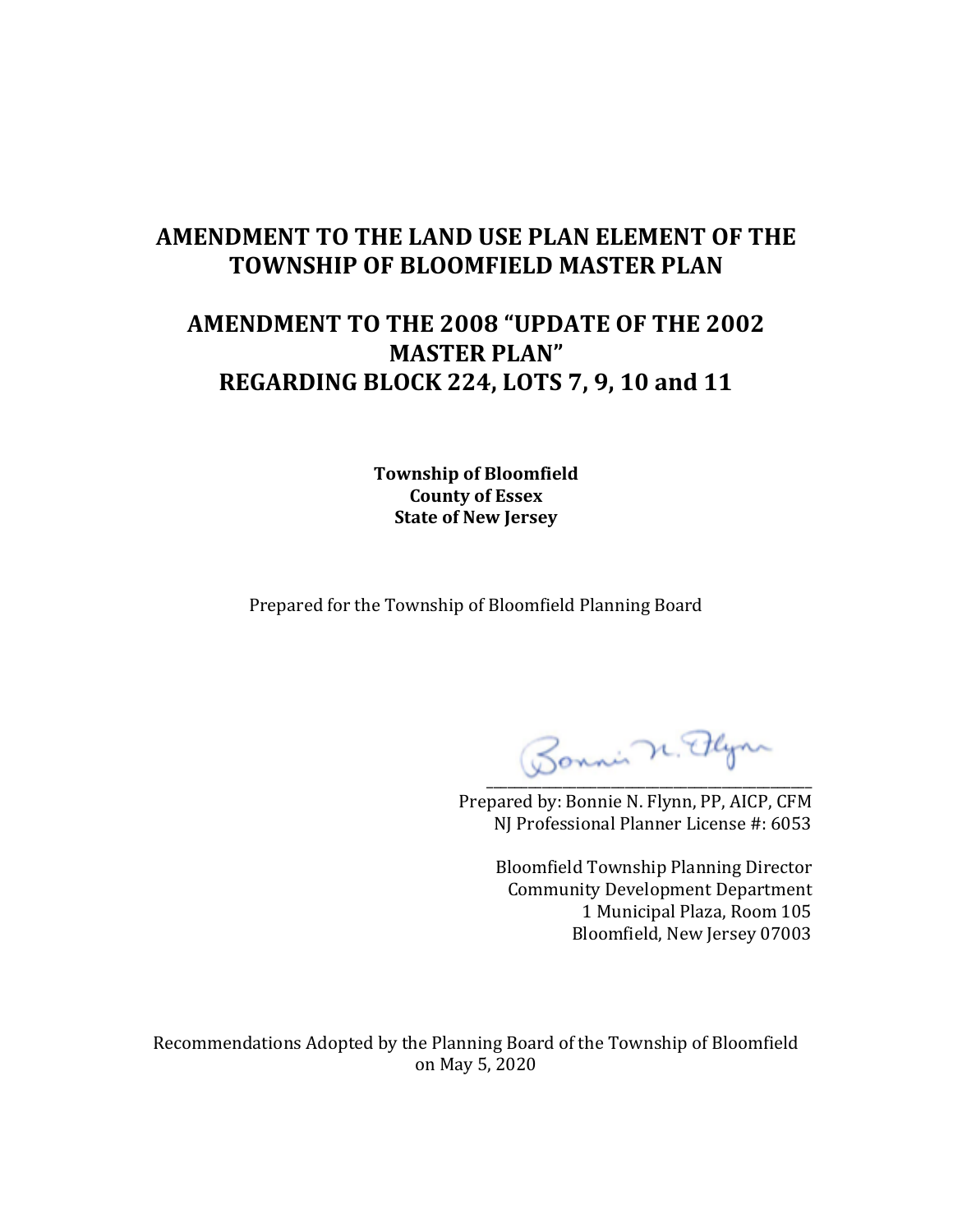# AMENDMENT TO THE LAND USE PLAN ELEMENT OF THE TOWNSHIP OF BLOOMFIELD MASTER PLAN

# AMENDMENT TO THE 2008 "UPDATE OF THE 2002 MASTER PLAN" REGARDING BLOCK 224, LOTS 7, 9, 10 and 11

**Township of Bloomfield**
**County of Essex**
**State of New Jersey**

Prepared for the Township of Bloomfield Planning Board

Bonnie N. Flynn

\_\_\_\_\_\_\_\_\_\_\_\_\_\_\_\_\_\_\_\_\_\_\_\_\_\_\_\_\_\_\_\_\_\_\_\_\_\_\_\_\_\_\_\_

Prepared by: Bonnie N. Flynn, PP, AICP, CFM
NJ Professional Planner License #: 6053

Bloomfield Township Planning Director
Community Development Department
1 Municipal Plaza, Room 105
Bloomfield, New Jersey 07003

Recommendations Adopted by the Planning Board of the Township of Bloomfield on May 5, 2020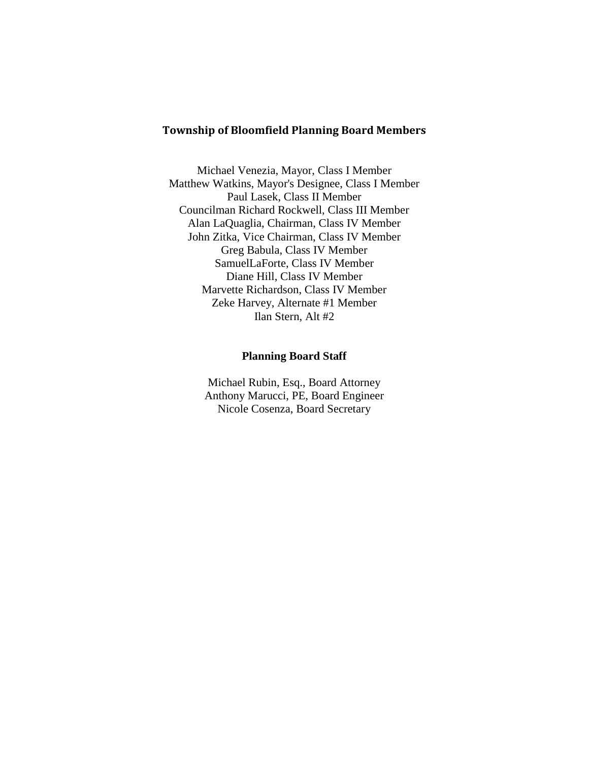## Township of Bloomfield Planning Board Members

Michael Venezia, Mayor, Class I Member
Matthew Watkins, Mayor's Designee, Class I Member
Paul Lasek, Class II Member
Councilman Richard Rockwell, Class III Member
Alan LaQuaglia, Chairman, Class IV Member
John Zitka, Vice Chairman, Class IV Member
Greg Babula, Class IV Member
SamuelLaForte, Class IV Member
Diane Hill, Class IV Member
Marvette Richardson, Class IV Member
Zeke Harvey, Alternate #1 Member
Ilan Stern, Alt #2

## Planning Board Staff

Michael Rubin, Esq., Board Attorney
Anthony Marucci, PE, Board Engineer
Nicole Cosenza, Board Secretary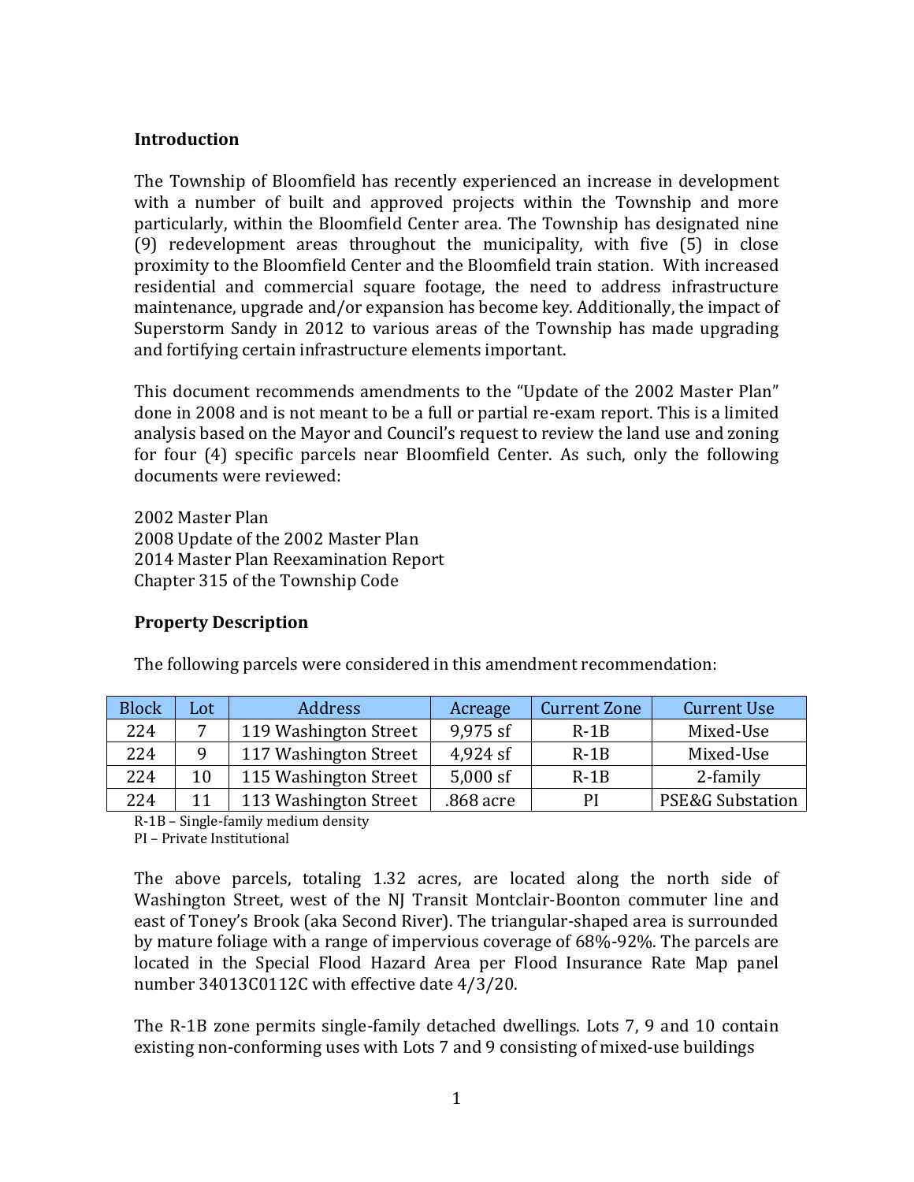**Introduction**

The Township of Bloomfield has recently experienced an increase in development with a number of built and approved projects within the Township and more particularly, within the Bloomfield Center area. The Township has designated nine (9) redevelopment areas throughout the municipality, with five (5) in close proximity to the Bloomfield Center and the Bloomfield train station. With increased residential and commercial square footage, the need to address infrastructure maintenance, upgrade and/or expansion has become key. Additionally, the impact of Superstorm Sandy in 2012 to various areas of the Township has made upgrading and fortifying certain infrastructure elements important.

This document recommends amendments to the "Update of the 2002 Master Plan" done in 2008 and is not meant to be a full or partial re-exam report. This is a limited analysis based on the Mayor and Council's request to review the land use and zoning for four (4) specific parcels near Bloomfield Center. As such, only the following documents were reviewed:

2002 Master Plan
2008 Update of the 2002 Master Plan
2014 Master Plan Reexamination Report
Chapter 315 of the Township Code

**Property Description**

The following parcels were considered in this amendment recommendation:

| Block | Lot | Address | Acreage | Current Zone | Current Use |
|---|---|---|---|---|---|
| 224 | 7 | 119 Washington Street | 9,975 sf | R-1B | Mixed-Use |
| 224 | 9 | 117 Washington Street | 4,924 sf | R-1B | Mixed-Use |
| 224 | 10 | 115 Washington Street | 5,000 sf | R-1B | 2-family |
| 224 | 11 | 113 Washington Street | .868 acre | PI | PSE&G Substation |

R-1B – Single-family medium density
PI – Private Institutional

The above parcels, totaling 1.32 acres, are located along the north side of Washington Street, west of the NJ Transit Montclair-Boonton commuter line and east of Toney's Brook (aka Second River). The triangular-shaped area is surrounded by mature foliage with a range of impervious coverage of 68%-92%. The parcels are located in the Special Flood Hazard Area per Flood Insurance Rate Map panel number 34013C0112C with effective date 4/3/20.

The R-1B zone permits single-family detached dwellings. Lots 7, 9 and 10 contain existing non-conforming uses with Lots 7 and 9 consisting of mixed-use buildings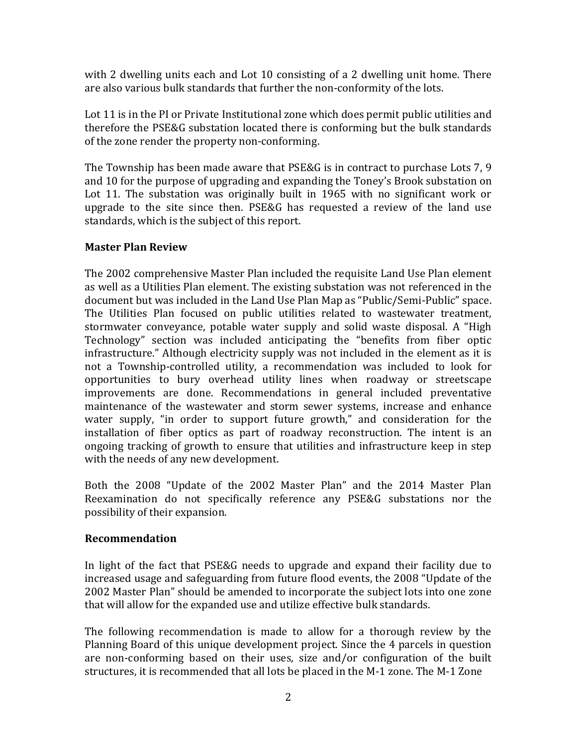with 2 dwelling units each and Lot 10 consisting of a 2 dwelling unit home. There are also various bulk standards that further the non-conformity of the lots.

Lot 11 is in the PI or Private Institutional zone which does permit public utilities and therefore the PSE&G substation located there is conforming but the bulk standards of the zone render the property non-conforming.

The Township has been made aware that PSE&G is in contract to purchase Lots 7, 9 and 10 for the purpose of upgrading and expanding the Toney's Brook substation on Lot 11. The substation was originally built in 1965 with no significant work or upgrade to the site since then. PSE&G has requested a review of the land use standards, which is the subject of this report.

**Master Plan Review**

The 2002 comprehensive Master Plan included the requisite Land Use Plan element as well as a Utilities Plan element. The existing substation was not referenced in the document but was included in the Land Use Plan Map as "Public/Semi-Public" space. The Utilities Plan focused on public utilities related to wastewater treatment, stormwater conveyance, potable water supply and solid waste disposal. A "High Technology" section was included anticipating the "benefits from fiber optic infrastructure." Although electricity supply was not included in the element as it is not a Township-controlled utility, a recommendation was included to look for opportunities to bury overhead utility lines when roadway or streetscape improvements are done. Recommendations in general included preventative maintenance of the wastewater and storm sewer systems, increase and enhance water supply, "in order to support future growth," and consideration for the installation of fiber optics as part of roadway reconstruction. The intent is an ongoing tracking of growth to ensure that utilities and infrastructure keep in step with the needs of any new development.

Both the 2008 "Update of the 2002 Master Plan" and the 2014 Master Plan Reexamination do not specifically reference any PSE&G substations nor the possibility of their expansion.

**Recommendation**

In light of the fact that PSE&G needs to upgrade and expand their facility due to increased usage and safeguarding from future flood events, the 2008 "Update of the 2002 Master Plan" should be amended to incorporate the subject lots into one zone that will allow for the expanded use and utilize effective bulk standards.

The following recommendation is made to allow for a thorough review by the Planning Board of this unique development project. Since the 4 parcels in question are non-conforming based on their uses, size and/or configuration of the built structures, it is recommended that all lots be placed in the M-1 zone. The M-1 Zone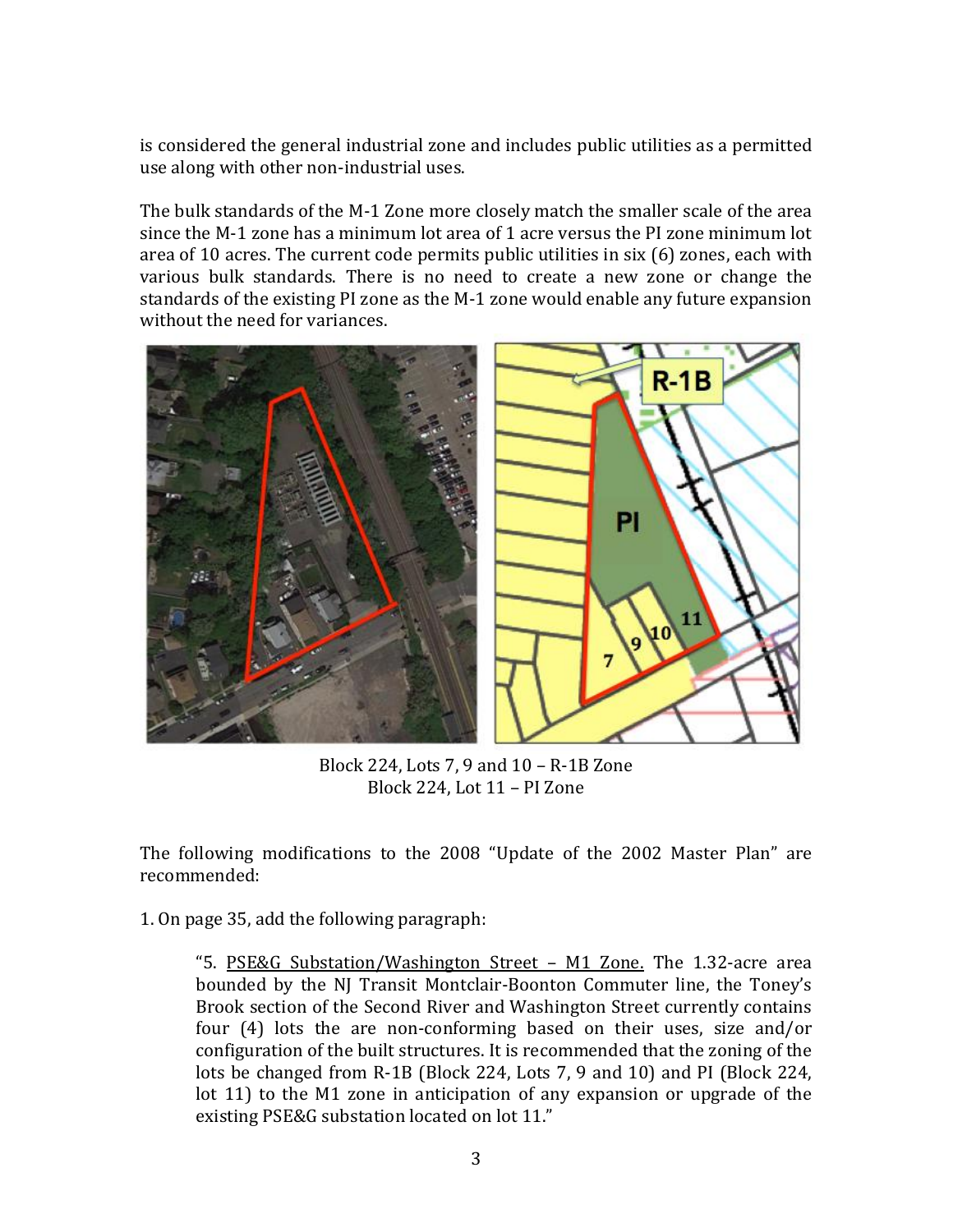is considered the general industrial zone and includes public utilities as a permitted use along with other non-industrial uses.

The bulk standards of the M-1 Zone more closely match the smaller scale of the area since the M-1 zone has a minimum lot area of 1 acre versus the PI zone minimum lot area of 10 acres. The current code permits public utilities in six (6) zones, each with various bulk standards. There is no need to create a new zone or change the standards of the existing PI zone as the M-1 zone would enable any future expansion without the need for variances.

Block 224, Lots 7, 9 and 10 – R-1B Zone
Block 224, Lot 11 – PI Zone

The following modifications to the 2008 "Update of the 2002 Master Plan" are recommended:

1. On page 35, add the following paragraph:

> "5. PSE&G Substation/Washington Street – M1 Zone. The 1.32-acre area bounded by the NJ Transit Montclair-Boonton Commuter line, the Toney's Brook section of the Second River and Washington Street currently contains four (4) lots the are non-conforming based on their uses, size and/or configuration of the built structures. It is recommended that the zoning of the lots be changed from R-1B (Block 224, Lots 7, 9 and 10) and PI (Block 224, lot 11) to the M1 zone in anticipation of any expansion or upgrade of the existing PSE&G substation located on lot 11."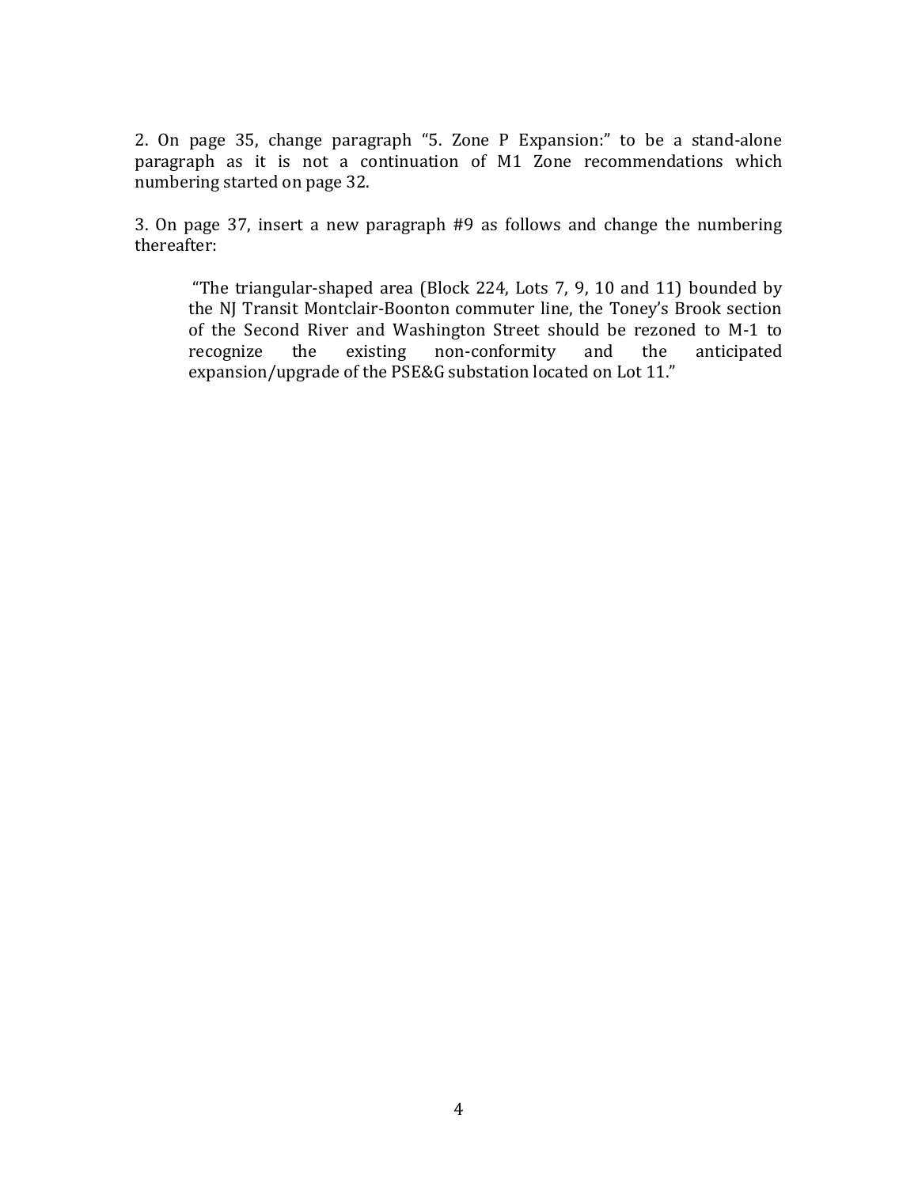2. On page 35, change paragraph "5. Zone P Expansion:" to be a stand-alone paragraph as it is not a continuation of M1 Zone recommendations which numbering started on page 32.

3. On page 37, insert a new paragraph #9 as follows and change the numbering thereafter:

> "The triangular-shaped area (Block 224, Lots 7, 9, 10 and 11) bounded by the NJ Transit Montclair-Boonton commuter line, the Toney's Brook section of the Second River and Washington Street should be rezoned to M-1 to recognize the existing non-conformity and the anticipated expansion/upgrade of the PSE&G substation located on Lot 11."